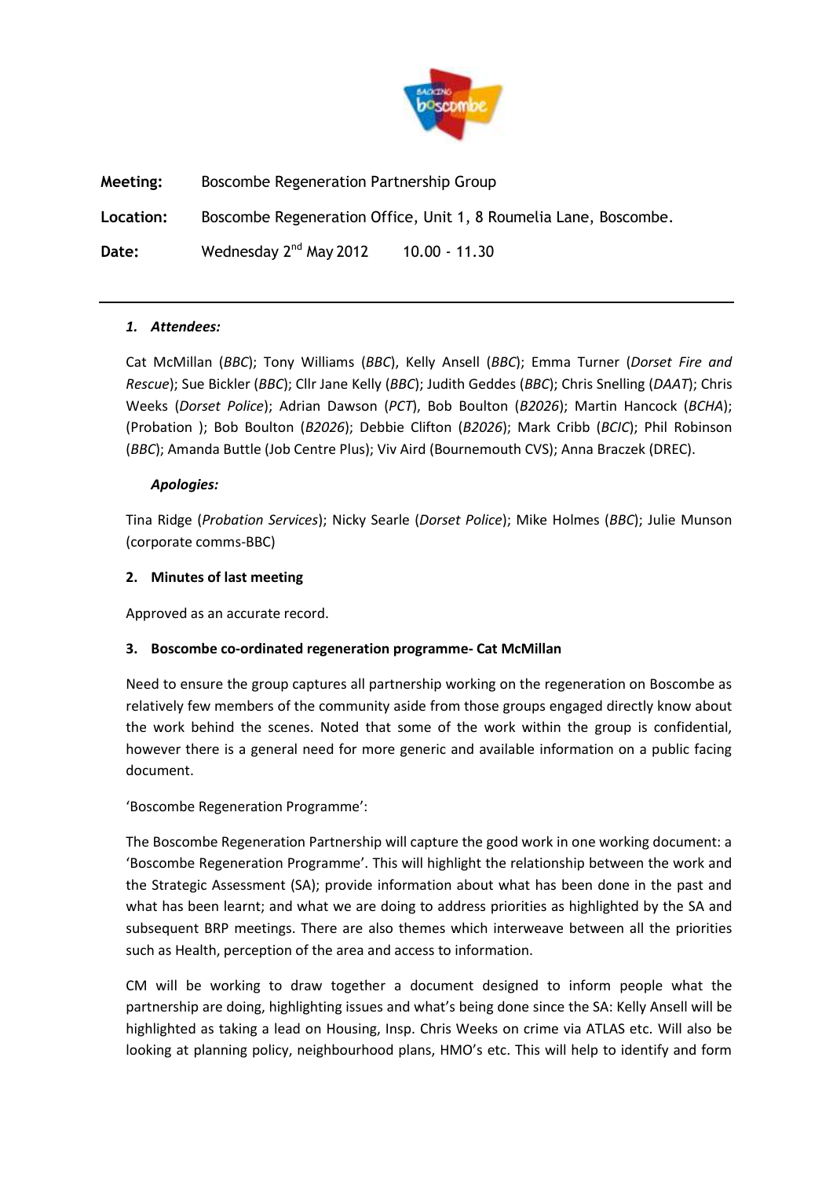**Meeting:** Boscombe Regeneration Partnership Group

**Location:** Boscombe Regeneration Office, Unit 1, 8 Roumelia Lane, Boscombe.

**Date:** Wednesday 2nd May 2012 10.00 - 11.30

---

### *1. Attendees:*

Cat McMillan (*BBC*); Tony Williams (*BBC*), Kelly Ansell (*BBC*); Emma Turner (*Dorset Fire and Rescue*); Sue Bickler (*BBC*); Cllr Jane Kelly (*BBC*); Judith Geddes (*BBC*); Chris Snelling (*DAAT*); Chris Weeks (*Dorset Police*); Adrian Dawson (*PCT*), Bob Boulton (*B2026*); Martin Hancock (*BCHA*); (Probation ); Bob Boulton (*B2026*); Debbie Clifton (*B2026*); Mark Cribb (*BCIC*); Phil Robinson (*BBC*); Amanda Buttle (Job Centre Plus); Viv Aird (Bournemouth CVS); Anna Braczek (DREC).

***Apologies:***

Tina Ridge (*Probation Services*); Nicky Searle (*Dorset Police*); Mike Holmes (*BBC*); Julie Munson (corporate comms-BBC)

### 2. Minutes of last meeting

Approved as an accurate record.

### 3. Boscombe co-ordinated regeneration programme- Cat McMillan

Need to ensure the group captures all partnership working on the regeneration on Boscombe as relatively few members of the community aside from those groups engaged directly know about the work behind the scenes. Noted that some of the work within the group is confidential, however there is a general need for more generic and available information on a public facing document.

'Boscombe Regeneration Programme':

The Boscombe Regeneration Partnership will capture the good work in one working document: a 'Boscombe Regeneration Programme'. This will highlight the relationship between the work and the Strategic Assessment (SA); provide information about what has been done in the past and what has been learnt; and what we are doing to address priorities as highlighted by the SA and subsequent BRP meetings. There are also themes which interweave between all the priorities such as Health, perception of the area and access to information.

CM will be working to draw together a document designed to inform people what the partnership are doing, highlighting issues and what's being done since the SA: Kelly Ansell will be highlighted as taking a lead on Housing, Insp. Chris Weeks on crime via ATLAS etc. Will also be looking at planning policy, neighbourhood plans, HMO's etc. This will help to identify and form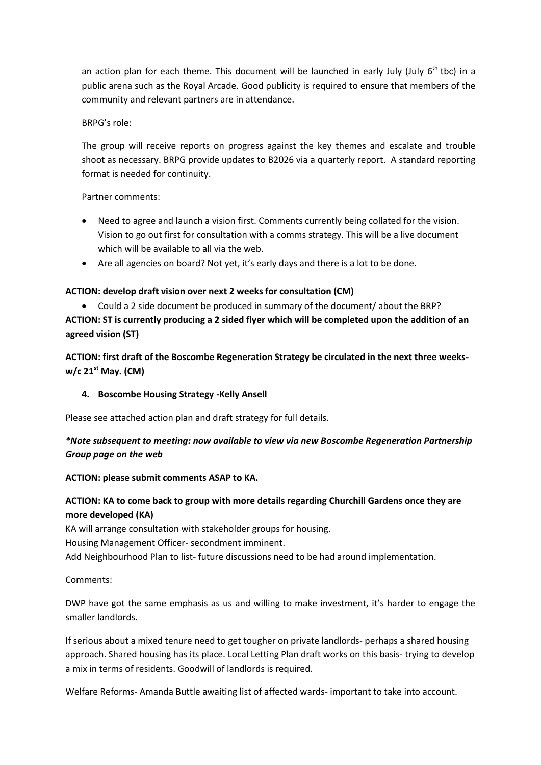an action plan for each theme. This document will be launched in early July (July 6th tbc) in a public arena such as the Royal Arcade. Good publicity is required to ensure that members of the community and relevant partners are in attendance.

BRPG's role:

The group will receive reports on progress against the key themes and escalate and trouble shoot as necessary. BRPG provide updates to B2026 via a quarterly report. A standard reporting format is needed for continuity.

Partner comments:

- Need to agree and launch a vision first. Comments currently being collated for the vision. Vision to go out first for consultation with a comms strategy. This will be a live document which will be available to all via the web.
- Are all agencies on board? Not yet, it's early days and there is a lot to be done.

**ACTION: develop draft vision over next 2 weeks for consultation (CM)**

- Could a 2 side document be produced in summary of the document/ about the BRP?

**ACTION: ST is currently producing a 2 sided flyer which will be completed upon the addition of an agreed vision (ST)**

**ACTION: first draft of the Boscombe Regeneration Strategy be circulated in the next three weeks- w/c 21st May. (CM)**

**4. Boscombe Housing Strategy -Kelly Ansell**

Please see attached action plan and draft strategy for full details.

***\*Note subsequent to meeting: now available to view via new Boscombe Regeneration Partnership Group page on the web***

**ACTION: please submit comments ASAP to KA.**

**ACTION: KA to come back to group with more details regarding Churchill Gardens once they are more developed (KA)**

KA will arrange consultation with stakeholder groups for housing.
Housing Management Officer- secondment imminent.
Add Neighbourhood Plan to list- future discussions need to be had around implementation.

Comments:

DWP have got the same emphasis as us and willing to make investment, it's harder to engage the smaller landlords.

If serious about a mixed tenure need to get tougher on private landlords- perhaps a shared housing approach. Shared housing has its place. Local Letting Plan draft works on this basis- trying to develop a mix in terms of residents. Goodwill of landlords is required.

Welfare Reforms- Amanda Buttle awaiting list of affected wards- important to take into account.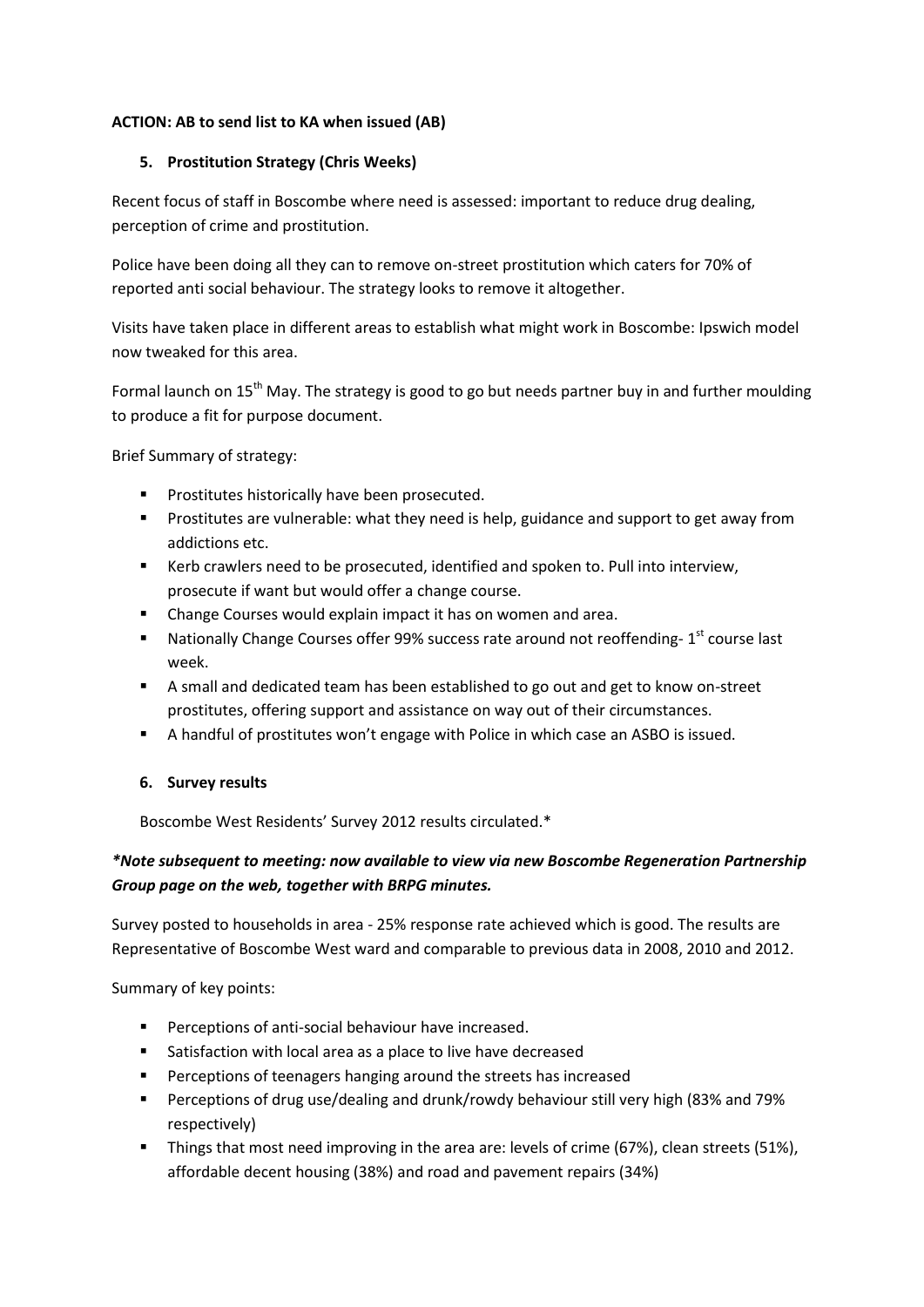**ACTION: AB to send list to KA when issued (AB)**

## 5. Prostitution Strategy (Chris Weeks)

Recent focus of staff in Boscombe where need is assessed: important to reduce drug dealing, perception of crime and prostitution.

Police have been doing all they can to remove on-street prostitution which caters for 70% of reported anti social behaviour. The strategy looks to remove it altogether.

Visits have taken place in different areas to establish what might work in Boscombe: Ipswich model now tweaked for this area.

Formal launch on 15th May. The strategy is good to go but needs partner buy in and further moulding to produce a fit for purpose document.

Brief Summary of strategy:

- Prostitutes historically have been prosecuted.
- Prostitutes are vulnerable: what they need is help, guidance and support to get away from addictions etc.
- Kerb crawlers need to be prosecuted, identified and spoken to. Pull into interview, prosecute if want but would offer a change course.
- Change Courses would explain impact it has on women and area.
- Nationally Change Courses offer 99% success rate around not reoffending- 1st course last week.
- A small and dedicated team has been established to go out and get to know on-street prostitutes, offering support and assistance on way out of their circumstances.
- A handful of prostitutes won't engage with Police in which case an ASBO is issued.

## 6. Survey results

Boscombe West Residents' Survey 2012 results circulated.*

***Note subsequent to meeting: now available to view via new Boscombe Regeneration Partnership Group page on the web, together with BRPG minutes.***

Survey posted to households in area - 25% response rate achieved which is good. The results are Representative of Boscombe West ward and comparable to previous data in 2008, 2010 and 2012.

Summary of key points:

- Perceptions of anti-social behaviour have increased.
- Satisfaction with local area as a place to live have decreased
- Perceptions of teenagers hanging around the streets has increased
- Perceptions of drug use/dealing and drunk/rowdy behaviour still very high (83% and 79% respectively)
- Things that most need improving in the area are: levels of crime (67%), clean streets (51%), affordable decent housing (38%) and road and pavement repairs (34%)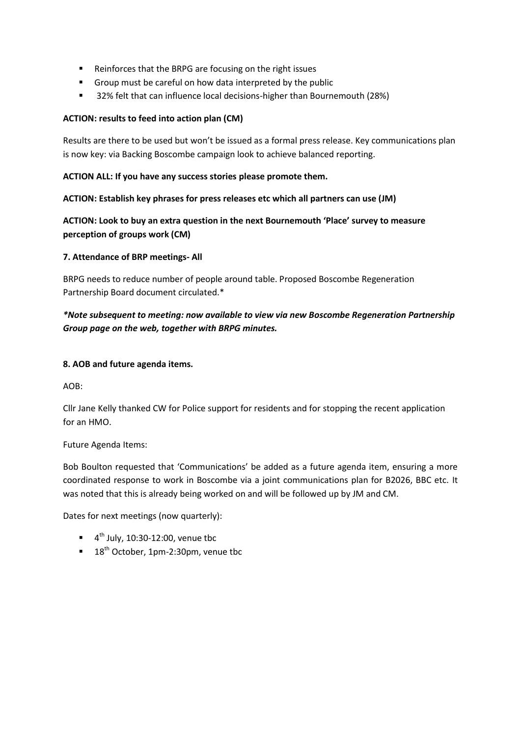- Reinforces that the BRPG are focusing on the right issues
- Group must be careful on how data interpreted by the public
- 32% felt that can influence local decisions-higher than Bournemouth (28%)

**ACTION: results to feed into action plan (CM)**

Results are there to be used but won't be issued as a formal press release. Key communications plan is now key: via Backing Boscombe campaign look to achieve balanced reporting.

**ACTION ALL: If you have any success stories please promote them.**

**ACTION: Establish key phrases for press releases etc which all partners can use (JM)**

**ACTION: Look to buy an extra question in the next Bournemouth 'Place' survey to measure perception of groups work (CM)**

**7. Attendance of BRP meetings- All**

BRPG needs to reduce number of people around table. Proposed Boscombe Regeneration Partnership Board document circulated.*

***Note subsequent to meeting: now available to view via new Boscombe Regeneration Partnership Group page on the web, together with BRPG minutes.***

**8. AOB and future agenda items.**

AOB:

Cllr Jane Kelly thanked CW for Police support for residents and for stopping the recent application for an HMO.

Future Agenda Items:

Bob Boulton requested that 'Communications' be added as a future agenda item, ensuring a more coordinated response to work in Boscombe via a joint communications plan for B2026, BBC etc. It was noted that this is already being worked on and will be followed up by JM and CM.

Dates for next meetings (now quarterly):

- 4th July, 10:30-12:00, venue tbc
- 18th October, 1pm-2:30pm, venue tbc